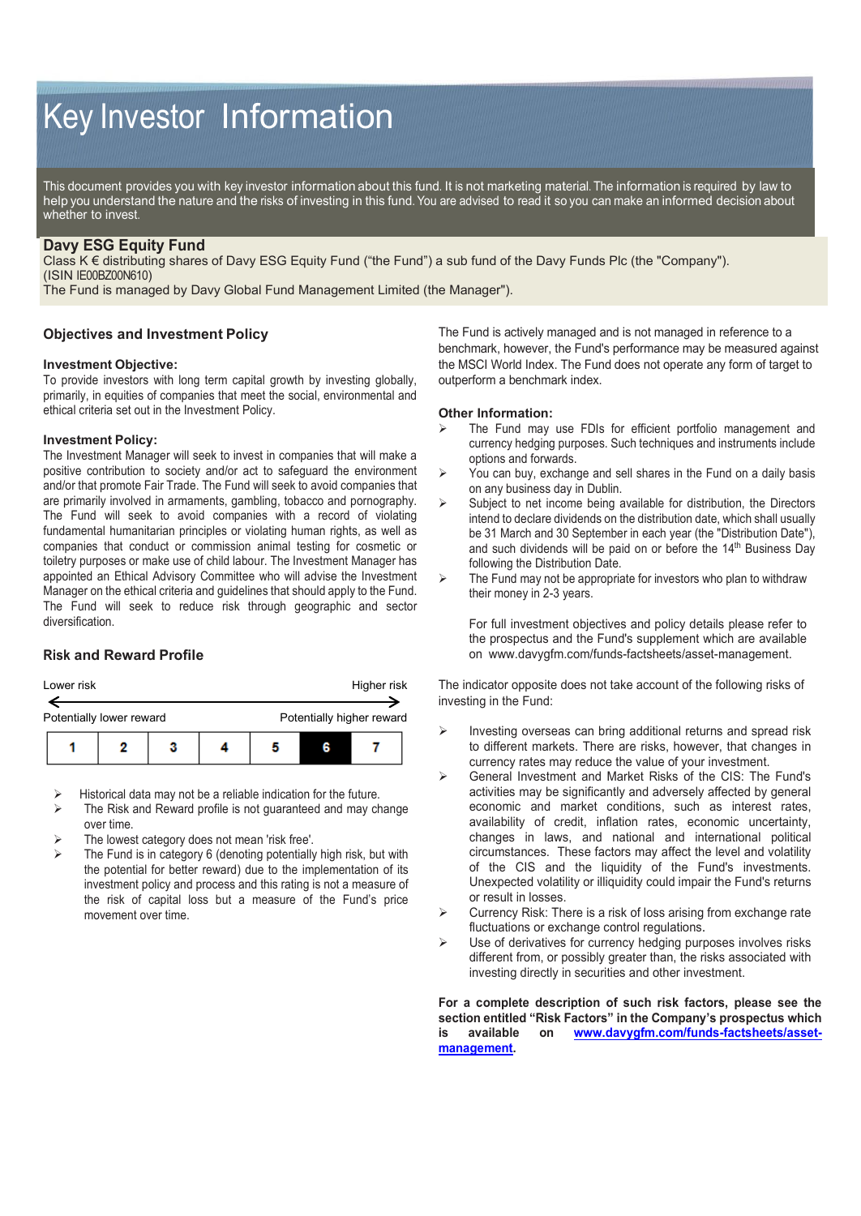# Key Investor Information

This document provides you with key investor information about this fund. It is not marketing material. The information is required by law to help you understand the nature and the risks of investing in this fund. You are advised to read it so you can make an informed decision about whether to invest.

## Davy ESG Equity Fund

Class K € distributing shares of Davy ESG Equity Fund ("the Fund") a sub fund of the Davy Funds Plc (the "Company"). (ISIN IE00BZ00N610)

The Fund is managed by Davy Global Fund Management Limited (the Manager").

## Objectives and Investment Policy

### Investment Objective:

To provide investors with long term capital growth by investing globally, primarily, in equities of companies that meet the social, environmental and ethical criteria set out in the Investment Policy.

### Investment Policy:

The Investment Manager will seek to invest in companies that will make a positive contribution to society and/or act to safeguard the environment and/or that promote Fair Trade. The Fund will seek to avoid companies that are primarily involved in armaments, gambling, tobacco and pornography. The Fund will seek to avoid companies with a record of violating fundamental humanitarian principles or violating human rights, as well as companies that conduct or commission animal testing for cosmetic or toiletry purposes or make use of child labour. The Investment Manager has appointed an Ethical Advisory Committee who will advise the Investment Manager on the ethical criteria and guidelines that should apply to the Fund. The Fund will seek to reduce risk through geographic and sector diversification.

The Fund is actively managed and is not managed in reference to a benchmark, however, the Fund's performance may be measured against the MSCI World Index. The Fund does not operate any form of target to outperform a benchmark index.

### Other Information:

- The Fund may use FDIs for efficient portfolio management and currency hedging purposes. Such techniques and instruments include options and forwards.
- You can buy, exchange and sell shares in the Fund on a daily basis on any business day in Dublin.
- Subject to net income being available for distribution, the Directors intend to declare dividends on the distribution date, which shall usually be 31 March and 30 September in each year (the "Distribution Date"), and such dividends will be paid on or before the 14th Business Day following the Distribution Date.
- The Fund may not be appropriate for investors who plan to withdraw their money in 2-3 years.

For full investment objectives and policy details please refer to the prospectus and the Fund's supplement which are available on www.davygfm.com/funds-factsheets/asset-management.

## Risk and Reward Profile

Lower risk ← → Higher risk

Potentially lower reward — Potentially higher reward

| 1 | 2 | 3 | 4 | 5 | **6** | 7 |
|---|---|---|---|---|---|---|

- Historical data may not be a reliable indication for the future.
- The Risk and Reward profile is not guaranteed and may change over time.
- The lowest category does not mean 'risk free'.
- The Fund is in category 6 (denoting potentially high risk, but with the potential for better reward) due to the implementation of its investment policy and process and this rating is not a measure of the risk of capital loss but a measure of the Fund's price movement over time.

The indicator opposite does not take account of the following risks of investing in the Fund:

- Investing overseas can bring additional returns and spread risk to different markets. There are risks, however, that changes in currency rates may reduce the value of your investment.
- General Investment and Market Risks of the CIS: The Fund's activities may be significantly and adversely affected by general economic and market conditions, such as interest rates, availability of credit, inflation rates, economic uncertainty, changes in laws, and national and international political circumstances. These factors may affect the level and volatility of the CIS and the liquidity of the Fund's investments. Unexpected volatility or illiquidity could impair the Fund's returns or result in losses.
- Currency Risk: There is a risk of loss arising from exchange rate fluctuations or exchange control regulations.
- Use of derivatives for currency hedging purposes involves risks different from, or possibly greater than, the risks associated with investing directly in securities and other investment.

**For a complete description of such risk factors, please see the section entitled "Risk Factors" in the Company's prospectus which is available on [www.davygfm.com/funds-factsheets/asset-management](www.davygfm.com/funds-factsheets/asset-management).**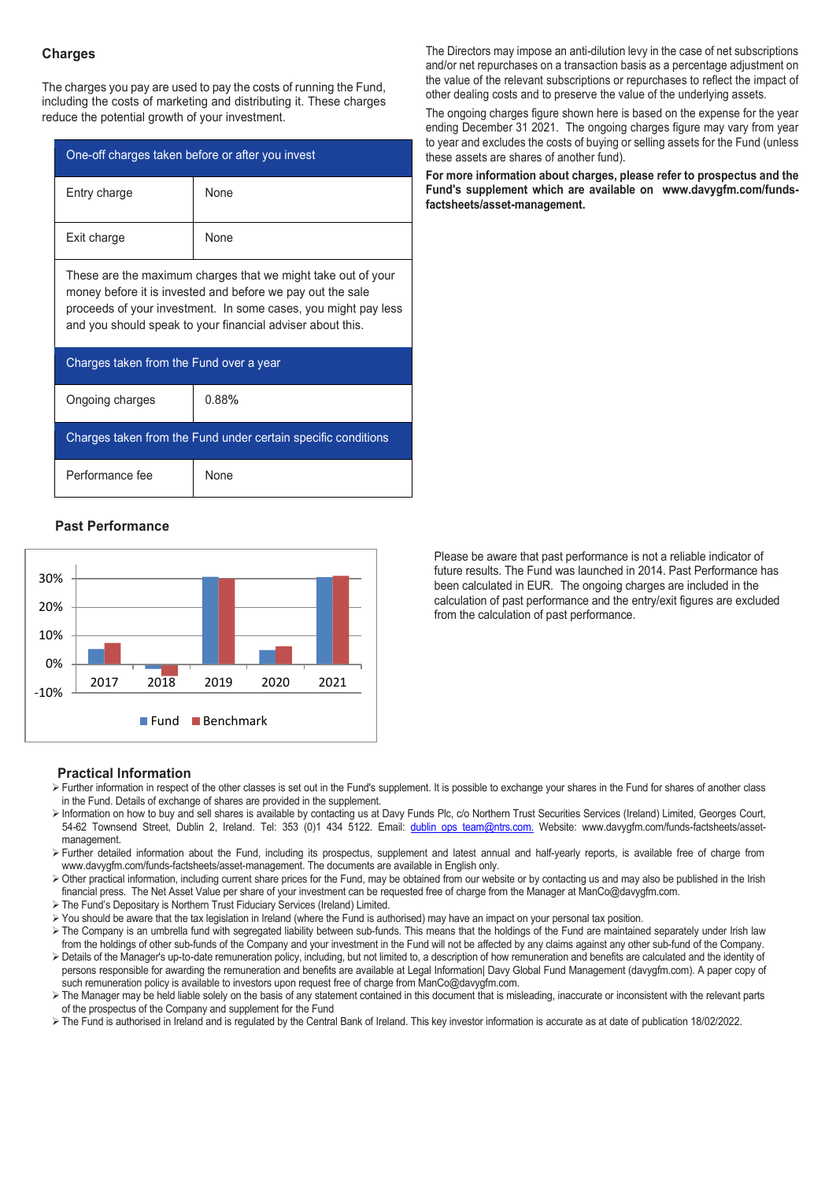## Charges

The charges you pay are used to pay the costs of running the Fund, including the costs of marketing and distributing it. These charges reduce the potential growth of your investment.

| One-off charges taken before or after you invest | |
|---|---|
| Entry charge | None |
| Exit charge | None |
| These are the maximum charges that we might take out of your money before it is invested and before we pay out the sale proceeds of your investment. In some cases, you might pay less and you should speak to your financial adviser about this. | |
| **Charges taken from the Fund over a year** | |
| Ongoing charges | 0.88% |
| **Charges taken from the Fund under certain specific conditions** | |
| Performance fee | None |

The Directors may impose an anti-dilution levy in the case of net subscriptions and/or net repurchases on a transaction basis as a percentage adjustment on the value of the relevant subscriptions or repurchases to reflect the impact of other dealing costs and to preserve the value of the underlying assets.

The ongoing charges figure shown here is based on the expense for the year ending December 31 2021. The ongoing charges figure may vary from year to year and excludes the costs of buying or selling assets for the Fund (unless these assets are shares of another fund).

**For more information about charges, please refer to prospectus and the Fund's supplement which are available on www.davygfm.com/funds-factsheets/asset-management.**

## Past Performance

30%
20%
10%
0%
-10%
2017 2018 2019 2020 2021
Fund Benchmark

Please be aware that past performance is not a reliable indicator of future results. The Fund was launched in 2014. Past Performance has been calculated in EUR. The ongoing charges are included in the calculation of past performance and the entry/exit figures are excluded from the calculation of past performance.

## Practical Information

- Further information in respect of the other classes is set out in the Fund's supplement. It is possible to exchange your shares in the Fund for shares of another class in the Fund. Details of exchange of shares are provided in the supplement.
- Information on how to buy and sell shares is available by contacting us at Davy Funds Plc, c/o Northern Trust Securities Services (Ireland) Limited, Georges Court, 54-62 Townsend Street, Dublin 2, Ireland. Tel: 353 (0)1 434 5122. Email: dublin_ops_team@ntrs.com. Website: www.davygfm.com/funds-factsheets/asset-management.
- Further detailed information about the Fund, including its prospectus, supplement and latest annual and half-yearly reports, is available free of charge from www.davygfm.com/funds-factsheets/asset-management. The documents are available in English only.
- Other practical information, including current share prices for the Fund, may be obtained from our website or by contacting us and may also be published in the Irish financial press. The Net Asset Value per share of your investment can be requested free of charge from the Manager at ManCo@davygfm.com.
- The Fund's Depositary is Northern Trust Fiduciary Services (Ireland) Limited.
- You should be aware that the tax legislation in Ireland (where the Fund is authorised) may have an impact on your personal tax position.
- The Company is an umbrella fund with segregated liability between sub-funds. This means that the holdings of the Fund are maintained separately under Irish law from the holdings of other sub-funds of the Company and your investment in the Fund will not be affected by any claims against any other sub-fund of the Company.
- Details of the Manager's up-to-date remuneration policy, including, but not limited to, a description of how remuneration and benefits are calculated and the identity of persons responsible for awarding the remuneration and benefits are available at Legal Information| Davy Global Fund Management (davygfm.com). A paper copy of such remuneration policy is available to investors upon request free of charge from ManCo@davygfm.com.
- The Manager may be held liable solely on the basis of any statement contained in this document that is misleading, inaccurate or inconsistent with the relevant parts of the prospectus of the Company and supplement for the Fund
- The Fund is authorised in Ireland and is regulated by the Central Bank of Ireland. This key investor information is accurate as at date of publication 18/02/2022.